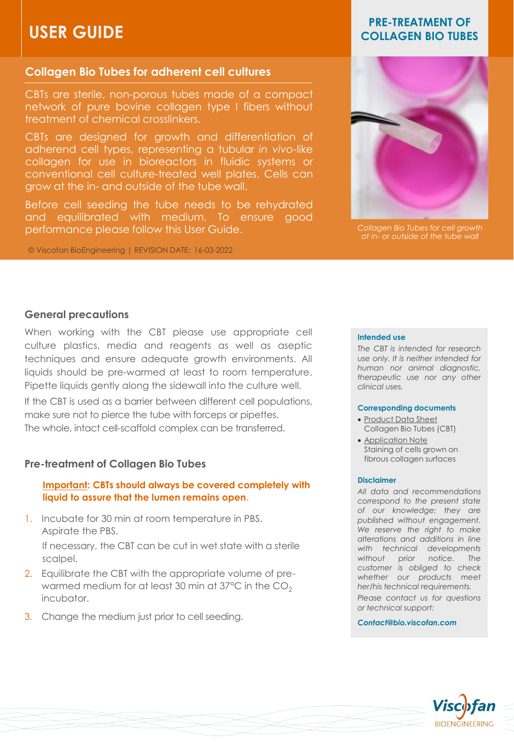# USER GUIDE

## PRE-TREATMENT OF COLLAGEN BIO TUBES

### Collagen Bio Tubes for adherent cell cultures

CBTs are sterile, non-porous tubes made of a compact network of pure bovine collagen type I fibers without treatment of chemical crosslinkers.

CBTs are designed for growth and differentiation of adherend cell types, representing a tubular *in vivo*-like collagen for use in bioreactors in fluidic systems or conventional cell culture-treated well plates. Cells can grow at the in- and outside of the tube wall.

Before cell seeding the tube needs to be rehydrated and equilibrated with medium. To ensure good performance please follow this User Guide.

*Collagen Bio Tubes for cell growth at in- or outside of the tube wall*

© Viscofan BioEngineering | REVISION DATE: 16-03-2022

### General precautions

When working with the CBT please use appropriate cell culture plastics, media and reagents as well as aseptic techniques and ensure adequate growth environments. All liquids should be pre-warmed at least to room temperature. Pipette liquids gently along the sidewall into the culture well.

If the CBT is used as a barrier between different cell populations, make sure not to pierce the tube with forceps or pipettes.
The whole, intact cell-scaffold complex can be transferred.

### Pre-treatment of Collagen Bio Tubes

**Important: CBTs should always be covered completely with liquid to assure that the lumen remains open.**

1. Incubate for 30 min at room temperature in PBS.
   Aspirate the PBS.

   If necessary, the CBT can be cut in wet state with a sterile scalpel.
2. Equilibrate the CBT with the appropriate volume of pre-warmed medium for at least 30 min at 37°C in the $CO_2$ incubator.
3. Change the medium just prior to cell seeding.

**Intended use**

*The CBT is intended for research use only. It is neither intended for human nor animal diagnostic, therapeutic use nor any other clinical uses.*

**Corresponding documents**

- Product Data Sheet
  Collagen Bio Tubes (CBT)
- Application Note
  Staining of cells grown on fibrous collagen surfaces

**Disclaimer**

*All data and recommendations correspond to the present state of our knowledge; they are published without engagement. We reserve the right to make alterations and additions in line with technical developments without prior notice. The customer is obliged to check whether our products meet her/his technical requirements.*

*Please contact us for questions or technical support:*

***Contact@bio.viscofan.com***

Viscofan BIOENGINEERING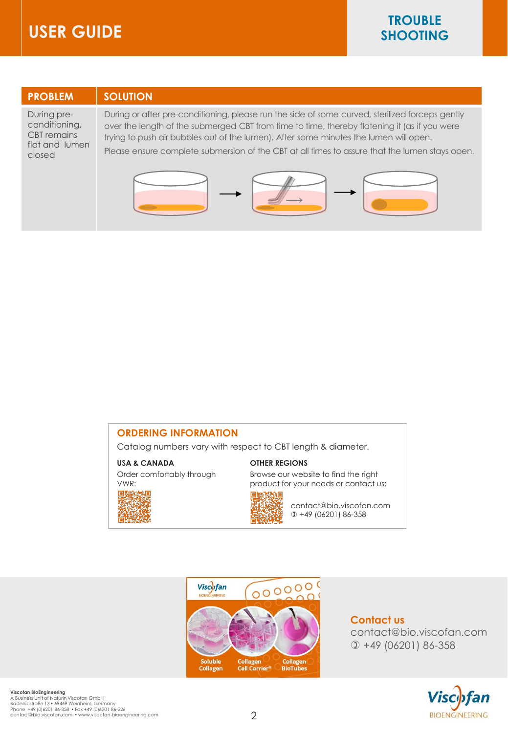# USER GUIDE

## TROUBLE SHOOTING

| PROBLEM | SOLUTION |
| --- | --- |
| During pre-conditioning, CBT remains flat and lumen closed | During or after pre-conditioning, please run the side of some curved, sterilized forceps gently over the length of the submerged CBT from time to time, thereby flatening it (as if you were trying to push air bubbles out of the lumen). After some minutes the lumen will open. Please ensure complete submersion of the CBT at all times to assure that the lumen stays open. |

## ORDERING INFORMATION

Catalog numbers vary with respect to CBT length & diameter.

**USA & CANADA**

Order comfortably through VWR:

**OTHER REGIONS**

Browse our website to find the right product for your needs or contact us:

contact@bio.viscofan.com
✆ +49 (06201) 86-358

Viscofan BIOENGINEERING

Soluble Collagen
Collagen Cell Carrier®
Collagen BioTubes

**Contact us**

contact@bio.viscofan.com
✆ +49 (06201) 86-358

**Viscofan BioEngineering**
A Business Unit of Naturin Viscofan GmbH
Badeniastraße 13 • 69469 Weinheim, Germany
Phone +49 (0)6201 86-358 • Fax +49 (0)6201 86-226
contact@bio.viscofan.com • www.viscofan-bioengineering.com

Viscofan BIOENGINEERING